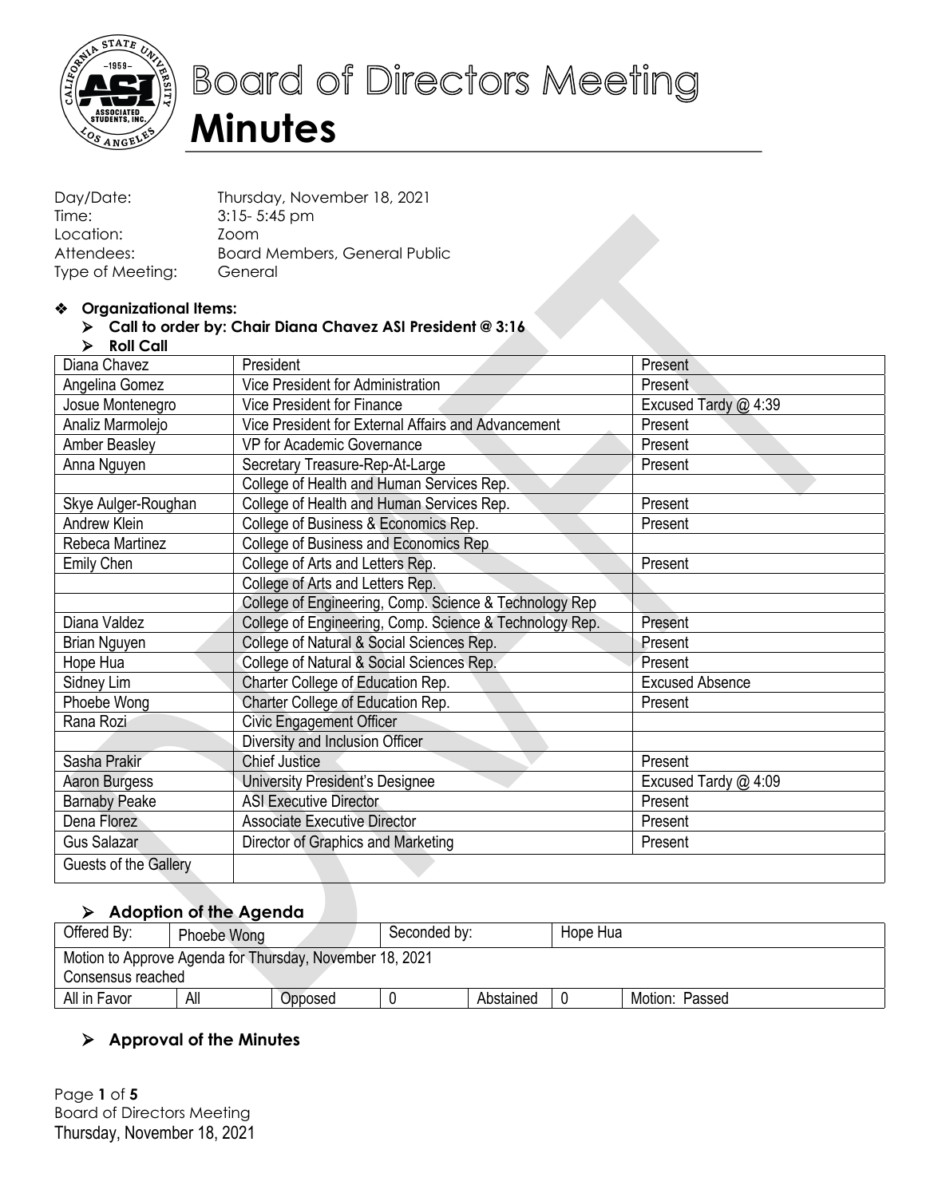# Board of Directors Meeting
# Minutes

Day/Date: Thursday, November 18, 2021
Time: 3:15- 5:45 pm
Location: Zoom
Attendees: Board Members, General Public
Type of Meeting: General

- **Organizational Items:**
  - **Call to order by: Chair Diana Chavez ASI President @ 3:16**
  - **Roll Call**

| Diana Chavez | President | Present |
|---|---|---|
| Angelina Gomez | Vice President for Administration | Present |
| Josue Montenegro | Vice President for Finance | Excused Tardy @ 4:39 |
| Analiz Marmolejo | Vice President for External Affairs and Advancement | Present |
| Amber Beasley | VP for Academic Governance | Present |
| Anna Nguyen | Secretary Treasure-Rep-At-Large | Present |
| | College of Health and Human Services Rep. | |
| Skye Aulger-Roughan | College of Health and Human Services Rep. | Present |
| Andrew Klein | College of Business & Economics Rep. | Present |
| Rebeca Martinez | College of Business and Economics Rep | |
| Emily Chen | College of Arts and Letters Rep. | Present |
| | College of Arts and Letters Rep. | |
| | College of Engineering, Comp. Science & Technology Rep | |
| Diana Valdez | College of Engineering, Comp. Science & Technology Rep. | Present |
| Brian Nguyen | College of Natural & Social Sciences Rep. | Present |
| Hope Hua | College of Natural & Social Sciences Rep. | Present |
| Sidney Lim | Charter College of Education Rep. | Excused Absence |
| Phoebe Wong | Charter College of Education Rep. | Present |
| Rana Rozi | Civic Engagement Officer | |
| | Diversity and Inclusion Officer | |
| Sasha Prakir | Chief Justice | Present |
| Aaron Burgess | University President's Designee | Excused Tardy @ 4:09 |
| Barnaby Peake | ASI Executive Director | Present |
| Dena Florez | Associate Executive Director | Present |
| Gus Salazar | Director of Graphics and Marketing | Present |
| Guests of the Gallery | | |

## Adoption of the Agenda

| Offered By: | Phoebe Wong | | Seconded by: | | Hope Hua | |
|---|---|---|---|---|---|---|
| Motion to Approve Agenda for Thursday, November 18, 2021<br>Consensus reached | | | | | | |
| All in Favor | All | Opposed | 0 | Abstained | 0 | Motion: Passed |

## Approval of the Minutes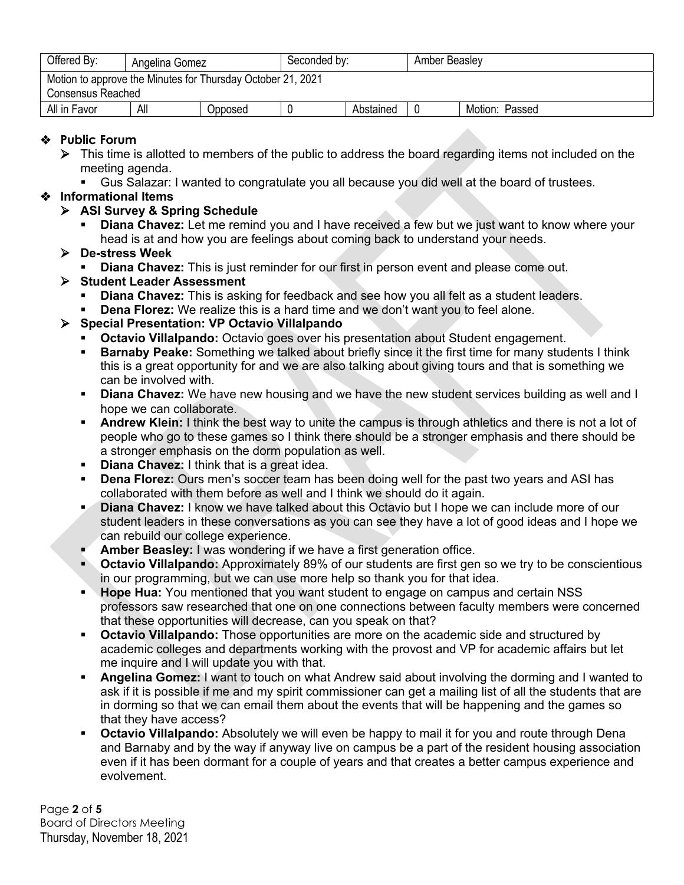| Offered By: | Angelina Gomez | | Seconded by: | | Amber Beasley | |
|---|---|---|---|---|---|---|
| Motion to approve the Minutes for Thursday October 21, 2021<br>Consensus Reached | | | | | | |
| All in Favor | All | Opposed | 0 | Abstained | 0 | Motion: Passed |

- **Public Forum**
  - This time is allotted to members of the public to address the board regarding items not included on the meeting agenda.
    - Gus Salazar: I wanted to congratulate you all because you did well at the board of trustees.
- **Informational Items**
  - **ASI Survey & Spring Schedule**
    - **Diana Chavez:** Let me remind you and I have received a few but we just want to know where your head is at and how you are feelings about coming back to understand your needs.
  - **De-stress Week**
    - **Diana Chavez:** This is just reminder for our first in person event and please come out.
  - **Student Leader Assessment**
    - **Diana Chavez:** This is asking for feedback and see how you all felt as a student leaders.
    - **Dena Florez:** We realize this is a hard time and we don't want you to feel alone.
  - **Special Presentation: VP Octavio Villalpando**
    - **Octavio Villalpando:** Octavio goes over his presentation about Student engagement.
    - **Barnaby Peake:** Something we talked about briefly since it the first time for many students I think this is a great opportunity for and we are also talking about giving tours and that is something we can be involved with.
    - **Diana Chavez:** We have new housing and we have the new student services building as well and I hope we can collaborate.
    - **Andrew Klein:** I think the best way to unite the campus is through athletics and there is not a lot of people who go to these games so I think there should be a stronger emphasis and there should be a stronger emphasis on the dorm population as well.
    - **Diana Chavez:** I think that is a great idea.
    - **Dena Florez:** Ours men's soccer team has been doing well for the past two years and ASI has collaborated with them before as well and I think we should do it again.
    - **Diana Chavez:** I know we have talked about this Octavio but I hope we can include more of our student leaders in these conversations as you can see they have a lot of good ideas and I hope we can rebuild our college experience.
    - **Amber Beasley:** I was wondering if we have a first generation office.
    - **Octavio Villalpando:** Approximately 89% of our students are first gen so we try to be conscientious in our programming, but we can use more help so thank you for that idea.
    - **Hope Hua:** You mentioned that you want student to engage on campus and certain NSS professors saw researched that one on one connections between faculty members were concerned that these opportunities will decrease, can you speak on that?
    - **Octavio Villalpando:** Those opportunities are more on the academic side and structured by academic colleges and departments working with the provost and VP for academic affairs but let me inquire and I will update you with that.
    - **Angelina Gomez:** I want to touch on what Andrew said about involving the dorming and I wanted to ask if it is possible if me and my spirit commissioner can get a mailing list of all the students that are in dorming so that we can email them about the events that will be happening and the games so that they have access?
    - **Octavio Villalpando:** Absolutely we will even be happy to mail it for you and route through Dena and Barnaby and by the way if anyway live on campus be a part of the resident housing association even if it has been dormant for a couple of years and that creates a better campus experience and evolvement.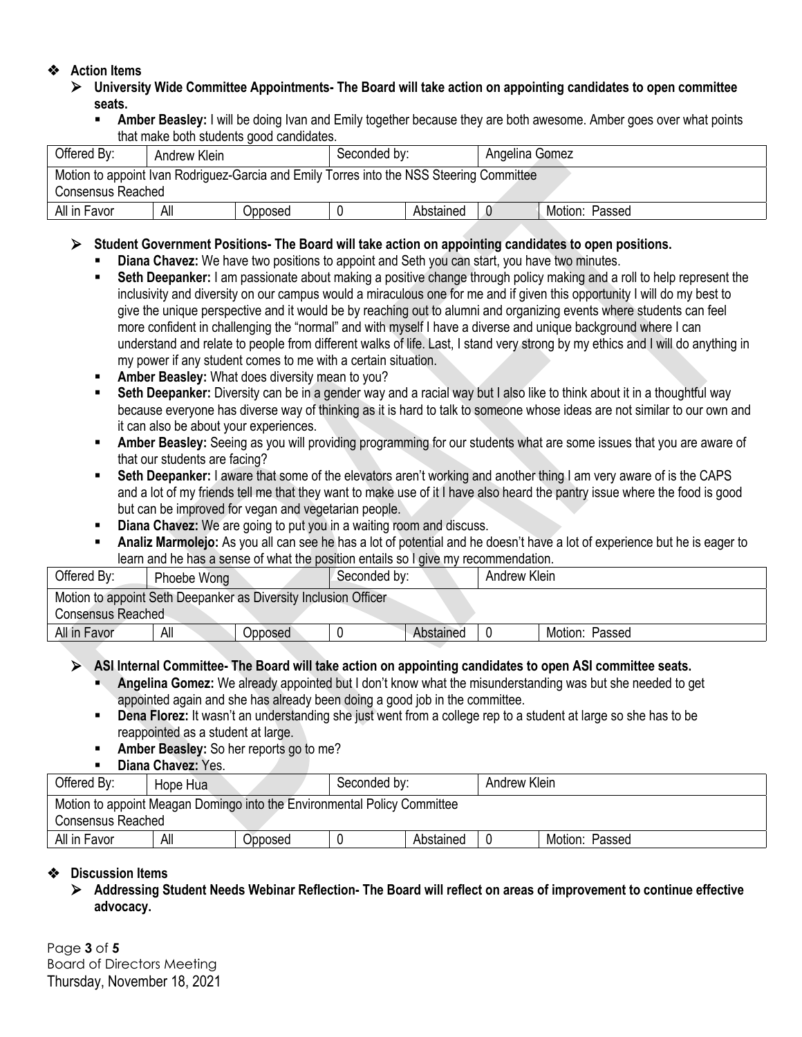- **Action Items**
  - **University Wide Committee Appointments- The Board will take action on appointing candidates to open committee seats.**
    - **Amber Beasley:** I will be doing Ivan and Emily together because they are both awesome. Amber goes over what points that make both students good candidates.

| Offered By: | Andrew Klein | | Seconded by: | | Angelina Gomez | |
|---|---|---|---|---|---|---|
| Motion to appoint Ivan Rodriguez-Garcia and Emily Torres into the NSS Steering Committee<br>Consensus Reached | | | | | | |
| All in Favor | All | Opposed | 0 | Abstained | 0 | Motion: Passed |

  - **Student Government Positions- The Board will take action on appointing candidates to open positions.**
    - **Diana Chavez:** We have two positions to appoint and Seth you can start, you have two minutes.
    - **Seth Deepanker:** I am passionate about making a positive change through policy making and a roll to help represent the inclusivity and diversity on our campus would a miraculous one for me and if given this opportunity I will do my best to give the unique perspective and it would be by reaching out to alumni and organizing events where students can feel more confident in challenging the "normal" and with myself I have a diverse and unique background where I can understand and relate to people from different walks of life. Last, I stand very strong by my ethics and I will do anything in my power if any student comes to me with a certain situation.
    - **Amber Beasley:** What does diversity mean to you?
    - **Seth Deepanker:** Diversity can be in a gender way and a racial way but I also like to think about it in a thoughtful way because everyone has diverse way of thinking as it is hard to talk to someone whose ideas are not similar to our own and it can also be about your experiences.
    - **Amber Beasley:** Seeing as you will providing programming for our students what are some issues that you are aware of that our students are facing?
    - **Seth Deepanker:** I aware that some of the elevators aren't working and another thing I am very aware of is the CAPS and a lot of my friends tell me that they want to make use of it I have also heard the pantry issue where the food is good but can be improved for vegan and vegetarian people.
    - **Diana Chavez:** We are going to put you in a waiting room and discuss.
    - **Analiz Marmolejo:** As you all can see he has a lot of potential and he doesn't have a lot of experience but he is eager to learn and he has a sense of what the position entails so I give my recommendation.

| Offered By: | Phoebe Wong | | Seconded by: | | Andrew Klein | |
|---|---|---|---|---|---|---|
| Motion to appoint Seth Deepanker as Diversity Inclusion Officer<br>Consensus Reached | | | | | | |
| All in Favor | All | Opposed | 0 | Abstained | 0 | Motion: Passed |

  - **ASI Internal Committee- The Board will take action on appointing candidates to open ASI committee seats.**
    - **Angelina Gomez:** We already appointed but I don't know what the misunderstanding was but she needed to get appointed again and she has already been doing a good job in the committee.
    - **Dena Florez:** It wasn't an understanding she just went from a college rep to a student at large so she has to be reappointed as a student at large.
    - **Amber Beasley:** So her reports go to me?
    - **Diana Chavez:** Yes.

| Offered By: | Hope Hua | | Seconded by: | | Andrew Klein | |
|---|---|---|---|---|---|---|
| Motion to appoint Meagan Domingo into the Environmental Policy Committee<br>Consensus Reached | | | | | | |
| All in Favor | All | Opposed | 0 | Abstained | 0 | Motion: Passed |

- **Discussion Items**
  - **Addressing Student Needs Webinar Reflection- The Board will reflect on areas of improvement to continue effective advocacy.**

Board of Directors Meeting
Thursday, November 18, 2021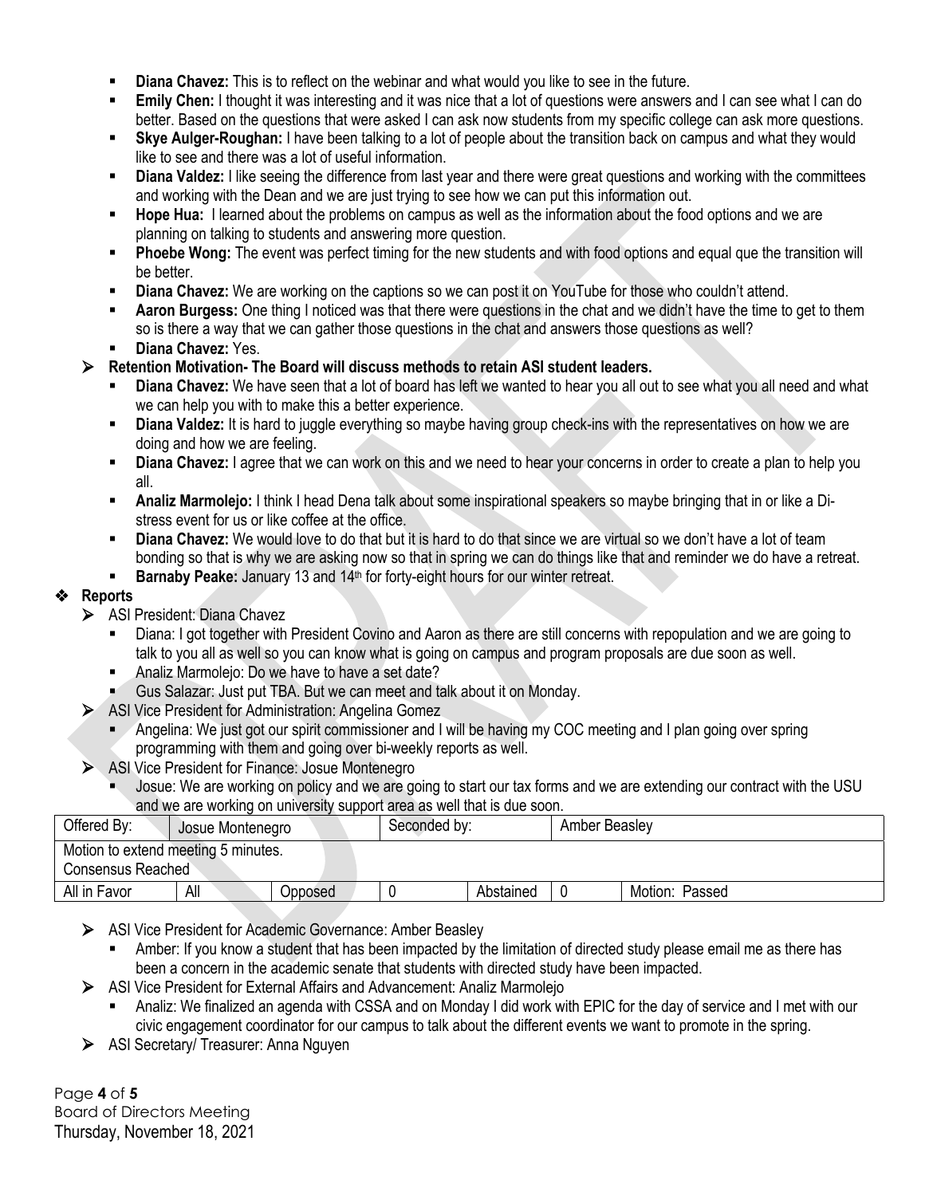- **Diana Chavez:** This is to reflect on the webinar and what would you like to see in the future.
- **Emily Chen:** I thought it was interesting and it was nice that a lot of questions were answers and I can see what I can do better. Based on the questions that were asked I can ask now students from my specific college can ask more questions.
- **Skye Aulger-Roughan:** I have been talking to a lot of people about the transition back on campus and what they would like to see and there was a lot of useful information.
- **Diana Valdez:** I like seeing the difference from last year and there were great questions and working with the committees and working with the Dean and we are just trying to see how we can put this information out.
- **Hope Hua:** I learned about the problems on campus as well as the information about the food options and we are planning on talking to students and answering more question.
- **Phoebe Wong:** The event was perfect timing for the new students and with food options and equal que the transition will be better.
- **Diana Chavez:** We are working on the captions so we can post it on YouTube for those who couldn't attend.
- **Aaron Burgess:** One thing I noticed was that there were questions in the chat and we didn't have the time to get to them so is there a way that we can gather those questions in the chat and answers those questions as well?
- **Diana Chavez:** Yes.

- **Retention Motivation- The Board will discuss methods to retain ASI student leaders.**
  - **Diana Chavez:** We have seen that a lot of board has left we wanted to hear you all out to see what you all need and what we can help you with to make this a better experience.
  - **Diana Valdez:** It is hard to juggle everything so maybe having group check-ins with the representatives on how we are doing and how we are feeling.
  - **Diana Chavez:** I agree that we can work on this and we need to hear your concerns in order to create a plan to help you all.
  - **Analiz Marmolejo:** I think I head Dena talk about some inspirational speakers so maybe bringing that in or like a Di-stress event for us or like coffee at the office.
  - **Diana Chavez:** We would love to do that but it is hard to do that since we are virtual so we don't have a lot of team bonding so that is why we are asking now so that in spring we can do things like that and reminder we do have a retreat.
  - **Barnaby Peake:** January 13 and 14th for forty-eight hours for our winter retreat.

## Reports

- ASI President: Diana Chavez
  - Diana: I got together with President Covino and Aaron as there are still concerns with repopulation and we are going to talk to you all as well so you can know what is going on campus and program proposals are due soon as well.
  - Analiz Marmolejo: Do we have to have a set date?
  - Gus Salazar: Just put TBA. But we can meet and talk about it on Monday.
- ASI Vice President for Administration: Angelina Gomez
  - Angelina: We just got our spirit commissioner and I will be having my COC meeting and I plan going over spring programming with them and going over bi-weekly reports as well.
- ASI Vice President for Finance: Josue Montenegro
  - Josue: We are working on policy and we are going to start our tax forms and we are extending our contract with the USU and we are working on university support area as well that is due soon.

| Offered By: | Josue Montenegro | | Seconded by: | | Amber Beasley | |
|---|---|---|---|---|---|---|
| Motion to extend meeting 5 minutes.<br>Consensus Reached | | | | | | |
| All in Favor | All | Opposed | 0 | Abstained | 0 | Motion: Passed |

- ASI Vice President for Academic Governance: Amber Beasley
  - Amber: If you know a student that has been impacted by the limitation of directed study please email me as there has been a concern in the academic senate that students with directed study have been impacted.
- ASI Vice President for External Affairs and Advancement: Analiz Marmolejo
  - Analiz: We finalized an agenda with CSSA and on Monday I did work with EPIC for the day of service and I met with our civic engagement coordinator for our campus to talk about the different events we want to promote in the spring.
- ASI Secretary/ Treasurer: Anna Nguyen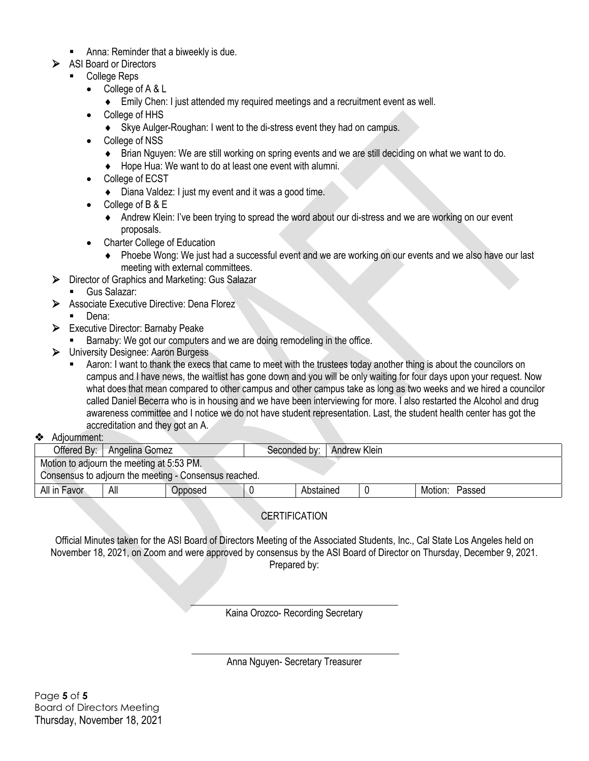- Anna: Reminder that a biweekly is due.

- ASI Board or Directors
  - College Reps
    - College of A & L
      - Emily Chen: I just attended my required meetings and a recruitment event as well.
    - College of HHS
      - Skye Aulger-Roughan: I went to the di-stress event they had on campus.
    - College of NSS
      - Brian Nguyen: We are still working on spring events and we are still deciding on what we want to do.
      - Hope Hua: We want to do at least one event with alumni.
    - College of ECST
      - Diana Valdez: I just my event and it was a good time.
    - College of B & E
      - Andrew Klein: I've been trying to spread the word about our di-stress and we are working on our event proposals.
    - Charter College of Education
      - Phoebe Wong: We just had a successful event and we are working on our events and we also have our last meeting with external committees.
- Director of Graphics and Marketing: Gus Salazar
  - Gus Salazar:
- Associate Executive Directive: Dena Florez
  - Dena:
- Executive Director: Barnaby Peake
  - Barnaby: We got our computers and we are doing remodeling in the office.
- University Designee: Aaron Burgess
  - Aaron: I want to thank the execs that came to meet with the trustees today another thing is about the councilors on campus and I have news, the waitlist has gone down and you will be only waiting for four days upon your request. Now what does that mean compared to other campus and other campus take as long as two weeks and we hired a councilor called Daniel Becerra who is in housing and we have been interviewing for more. I also restarted the Alcohol and drug awareness committee and I notice we do not have student representation. Last, the student health center has got the accreditation and they got an A.

❖ Adjournment:

| | | | | | | | |
|---|---|---|---|---|---|---|---|
| Offered By: | Angelina Gomez | | | Seconded by: | Andrew Klein | | |
| Motion to adjourn the meeting at 5:53 PM.<br>Consensus to adjourn the meeting - Consensus reached. | | | | | | | |
| All in Favor | All | Opposed | 0 | Abstained | 0 | Motion: Passed | |

CERTIFICATION

Official Minutes taken for the ASI Board of Directors Meeting of the Associated Students, Inc., Cal State Los Angeles held on November 18, 2021, on Zoom and were approved by consensus by the ASI Board of Director on Thursday, December 9, 2021.
Prepared by:

\_\_\_\_\_\_\_\_\_\_\_\_\_\_\_\_\_\_\_\_\_\_\_\_\_\_\_\_\_\_\_\_\_\_\_\_\_\_\_\_

Kaina Orozco- Recording Secretary

\_\_\_\_\_\_\_\_\_\_\_\_\_\_\_\_\_\_\_\_\_\_\_\_\_\_\_\_\_\_\_\_\_\_\_\_\_\_\_\_

Anna Nguyen- Secretary Treasurer